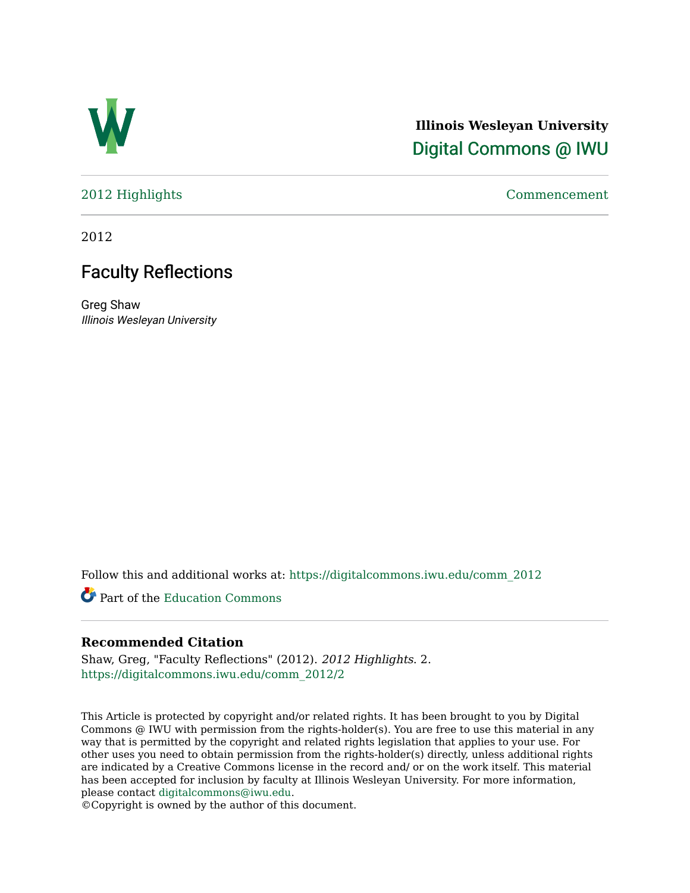**Illinois Wesleyan University**
Digital Commons @ IWU

2012 Highlights | Commencement

2012

# Faculty Reflections

Greg Shaw
*Illinois Wesleyan University*

Follow this and additional works at: https://digitalcommons.iwu.edu/comm_2012

Part of the Education Commons

## Recommended Citation

Shaw, Greg, "Faculty Reflections" (2012). *2012 Highlights*. 2.
https://digitalcommons.iwu.edu/comm_2012/2

This Article is protected by copyright and/or related rights. It has been brought to you by Digital Commons @ IWU with permission from the rights-holder(s). You are free to use this material in any way that is permitted by the copyright and related rights legislation that applies to your use. For other uses you need to obtain permission from the rights-holder(s) directly, unless additional rights are indicated by a Creative Commons license in the record and/ or on the work itself. This material has been accepted for inclusion by faculty at Illinois Wesleyan University. For more information, please contact digitalcommons@iwu.edu.
©Copyright is owned by the author of this document.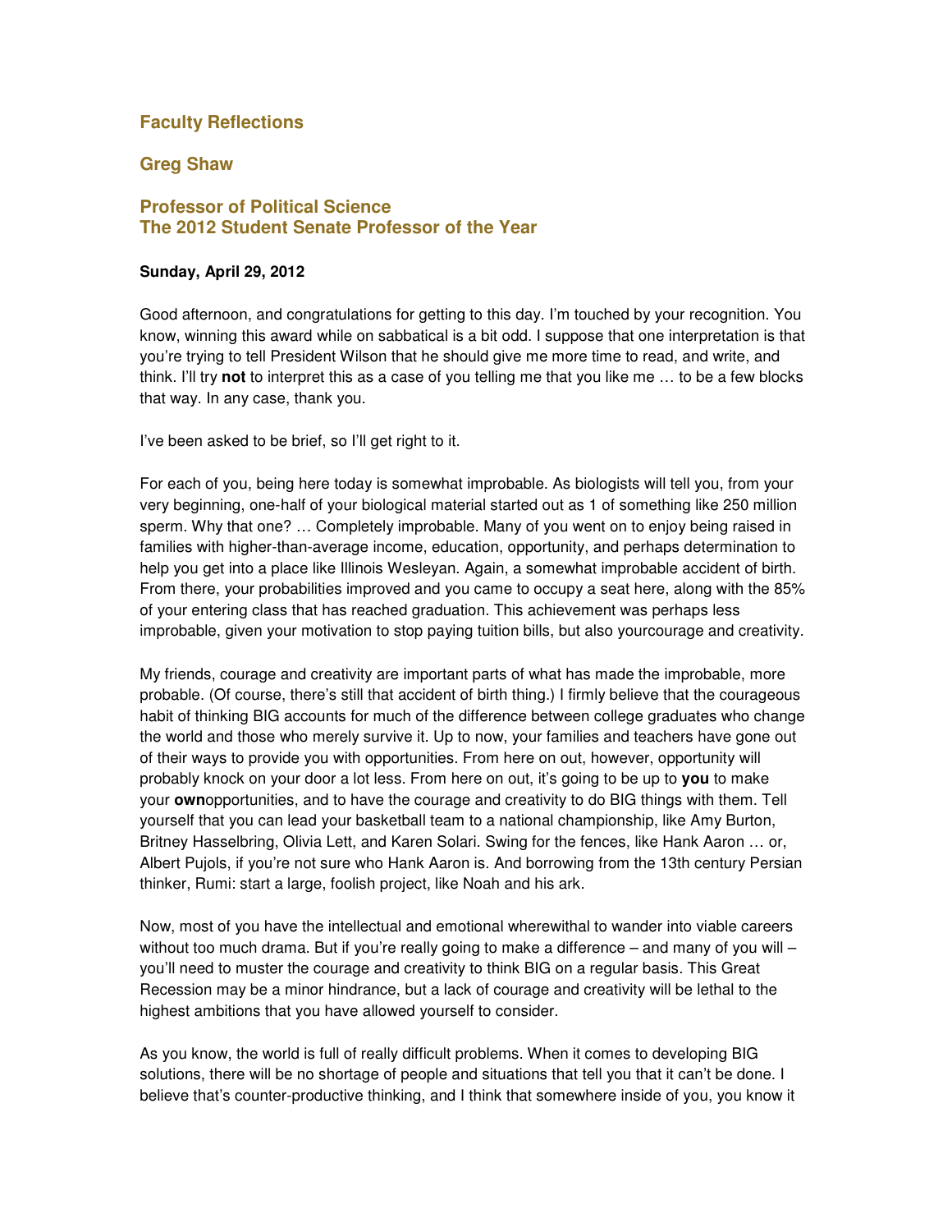## Faculty Reflections

## Greg Shaw

### Professor of Political Science
### The 2012 Student Senate Professor of the Year

**Sunday, April 29, 2012**

Good afternoon, and congratulations for getting to this day. I'm touched by your recognition. You know, winning this award while on sabbatical is a bit odd. I suppose that one interpretation is that you're trying to tell President Wilson that he should give me more time to read, and write, and think. I'll try **not** to interpret this as a case of you telling me that you like me … to be a few blocks that way. In any case, thank you.

I've been asked to be brief, so I'll get right to it.

For each of you, being here today is somewhat improbable. As biologists will tell you, from your very beginning, one-half of your biological material started out as 1 of something like 250 million sperm. Why that one? … Completely improbable. Many of you went on to enjoy being raised in families with higher-than-average income, education, opportunity, and perhaps determination to help you get into a place like Illinois Wesleyan. Again, a somewhat improbable accident of birth. From there, your probabilities improved and you came to occupy a seat here, along with the 85% of your entering class that has reached graduation. This achievement was perhaps less improbable, given your motivation to stop paying tuition bills, but also yourcourage and creativity.

My friends, courage and creativity are important parts of what has made the improbable, more probable. (Of course, there's still that accident of birth thing.) I firmly believe that the courageous habit of thinking BIG accounts for much of the difference between college graduates who change the world and those who merely survive it. Up to now, your families and teachers have gone out of their ways to provide you with opportunities. From here on out, however, opportunity will probably knock on your door a lot less. From here on out, it's going to be up to **you** to make your **own**opportunities, and to have the courage and creativity to do BIG things with them. Tell yourself that you can lead your basketball team to a national championship, like Amy Burton, Britney Hasselbring, Olivia Lett, and Karen Solari. Swing for the fences, like Hank Aaron … or, Albert Pujols, if you're not sure who Hank Aaron is. And borrowing from the 13th century Persian thinker, Rumi: start a large, foolish project, like Noah and his ark.

Now, most of you have the intellectual and emotional wherewithal to wander into viable careers without too much drama. But if you're really going to make a difference – and many of you will – you'll need to muster the courage and creativity to think BIG on a regular basis. This Great Recession may be a minor hindrance, but a lack of courage and creativity will be lethal to the highest ambitions that you have allowed yourself to consider.

As you know, the world is full of really difficult problems. When it comes to developing BIG solutions, there will be no shortage of people and situations that tell you that it can't be done. I believe that's counter-productive thinking, and I think that somewhere inside of you, you know it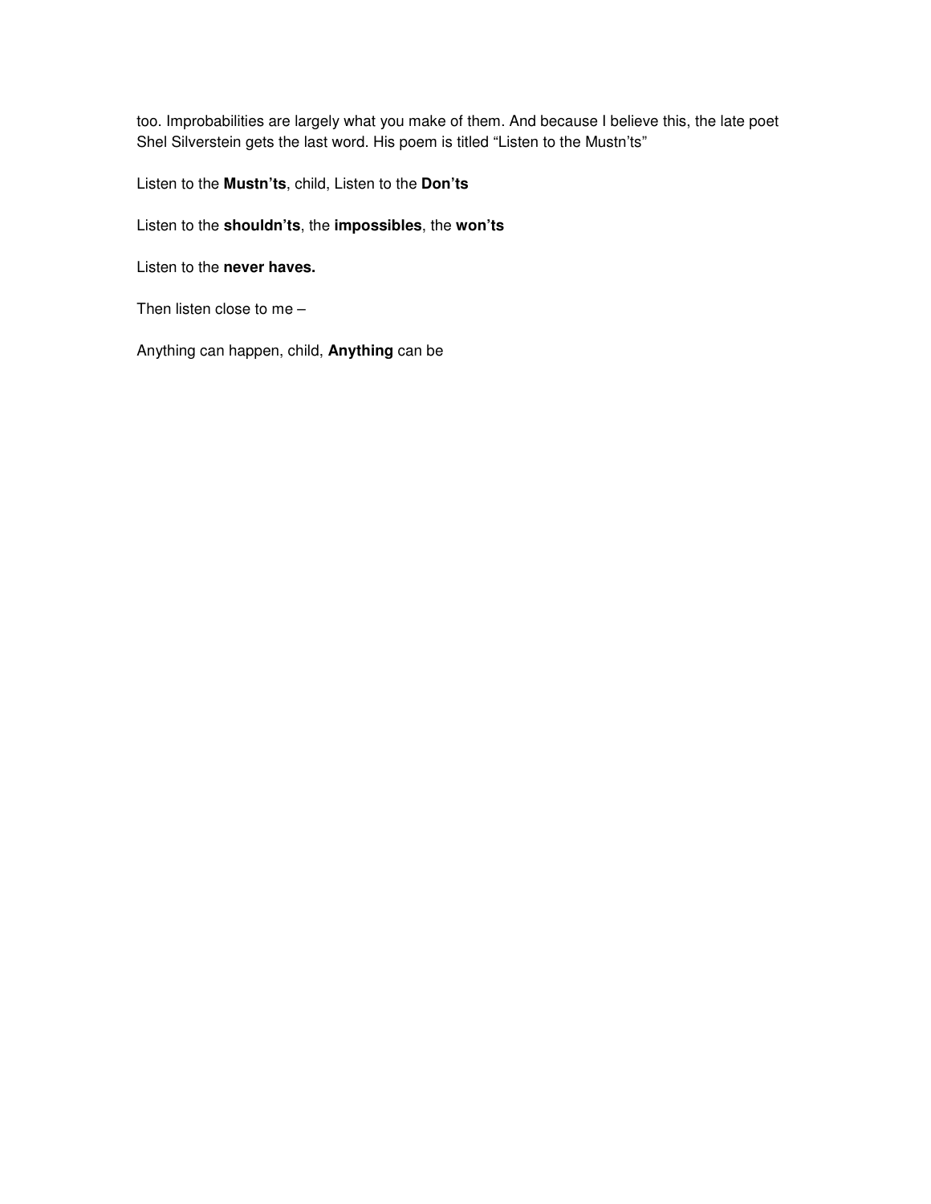too. Improbabilities are largely what you make of them. And because I believe this, the late poet Shel Silverstein gets the last word. His poem is titled “Listen to the Mustn’ts”

Listen to the **Mustn’ts**, child, Listen to the **Don’ts**

Listen to the **shouldn’ts**, the **impossibles**, the **won’ts**

Listen to the **never haves.**

Then listen close to me –

Anything can happen, child, **Anything** can be